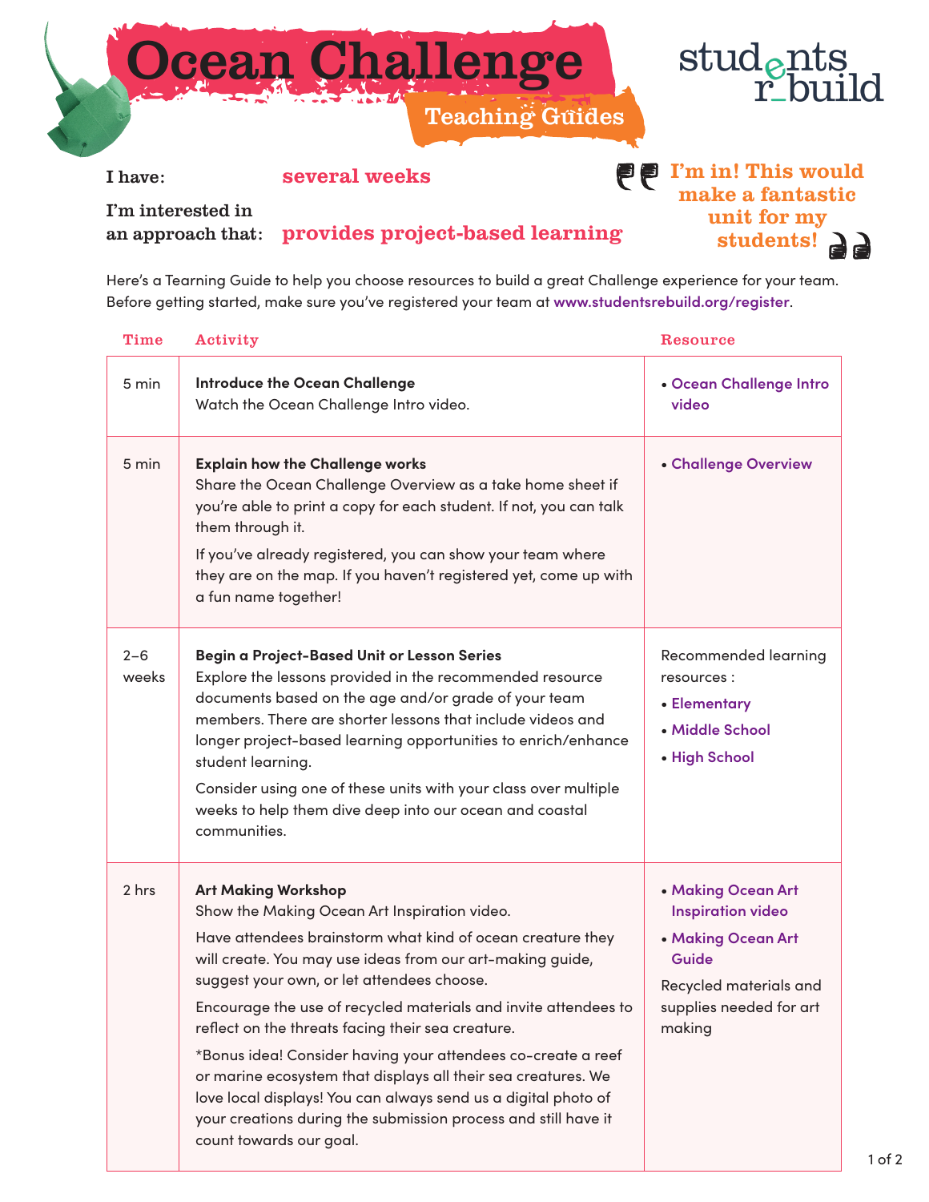# Ocean Challenge

## Teaching Guides

students rebuild

**I have:** several weeks

**I'm interested in an approach that:** provides project-based learning

"I'm in! This would make a fantastic unit for my students!"

Here's a Tearning Guide to help you choose resources to build a great Challenge experience for your team. Before getting started, make sure you've registered your team at www.studentsrebuild.org/register.

| Time | Activity | Resource |
|---|---|---|
| 5 min | **Introduce the Ocean Challenge**<br>Watch the Ocean Challenge Intro video. | • Ocean Challenge Intro video |
| 5 min | **Explain how the Challenge works**<br>Share the Ocean Challenge Overview as a take home sheet if you're able to print a copy for each student. If not, you can talk them through it.<br>If you've already registered, you can show your team where they are on the map. If you haven't registered yet, come up with a fun name together! | • Challenge Overview |
| 2–6 weeks | **Begin a Project-Based Unit or Lesson Series**<br>Explore the lessons provided in the recommended resource documents based on the age and/or grade of your team members. There are shorter lessons that include videos and longer project-based learning opportunities to enrich/enhance student learning.<br>Consider using one of these units with your class over multiple weeks to help them dive deep into our ocean and coastal communities. | Recommended learning resources :<br>• Elementary<br>• Middle School<br>• High School |
| 2 hrs | **Art Making Workshop**<br>Show the Making Ocean Art Inspiration video.<br>Have attendees brainstorm what kind of ocean creature they will create. You may use ideas from our art-making guide, suggest your own, or let attendees choose.<br>Encourage the use of recycled materials and invite attendees to reflect on the threats facing their sea creature.<br>*Bonus idea! Consider having your attendees co-create a reef or marine ecosystem that displays all their sea creatures. We love local displays! You can always send us a digital photo of your creations during the submission process and still have it count towards our goal. | • Making Ocean Art Inspiration video<br>• Making Ocean Art Guide<br>Recycled materials and supplies needed for art making |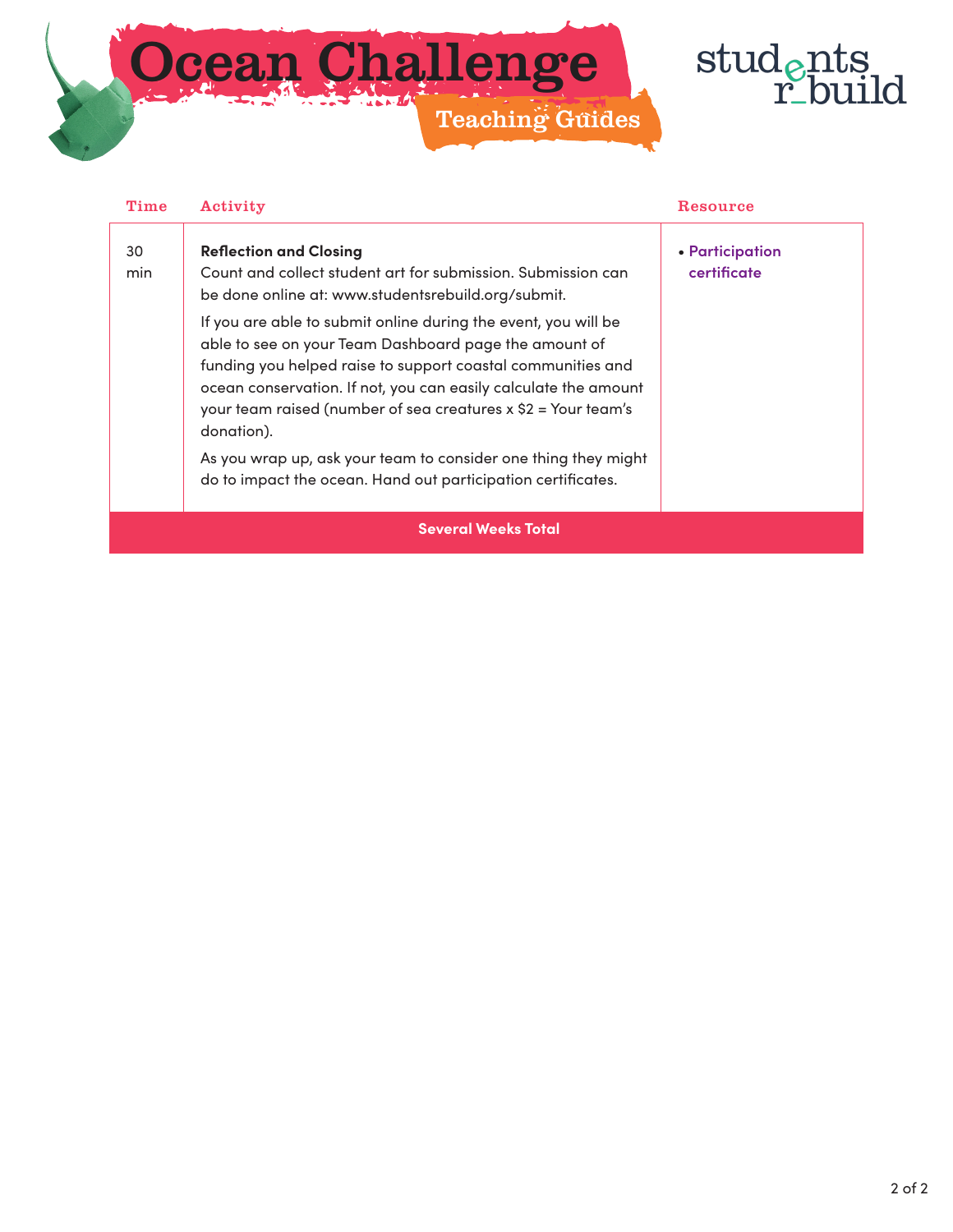# Ocean Challenge

## Teaching Guides

students rebuild

| Time | Activity | Resource |
| --- | --- | --- |
| 30 min | **Reflection and Closing**<br>Count and collect student art for submission. Submission can be done online at: www.studentsrebuild.org/submit.<br>If you are able to submit online during the event, you will be able to see on your Team Dashboard page the amount of funding you helped raise to support coastal communities and ocean conservation. If not, you can easily calculate the amount your team raised (number of sea creatures x $2 = Your team's donation).<br>As you wrap up, ask your team to consider one thing they might do to impact the ocean. Hand out participation certificates. | • Participation certificate |
| | **Several Weeks Total** | |